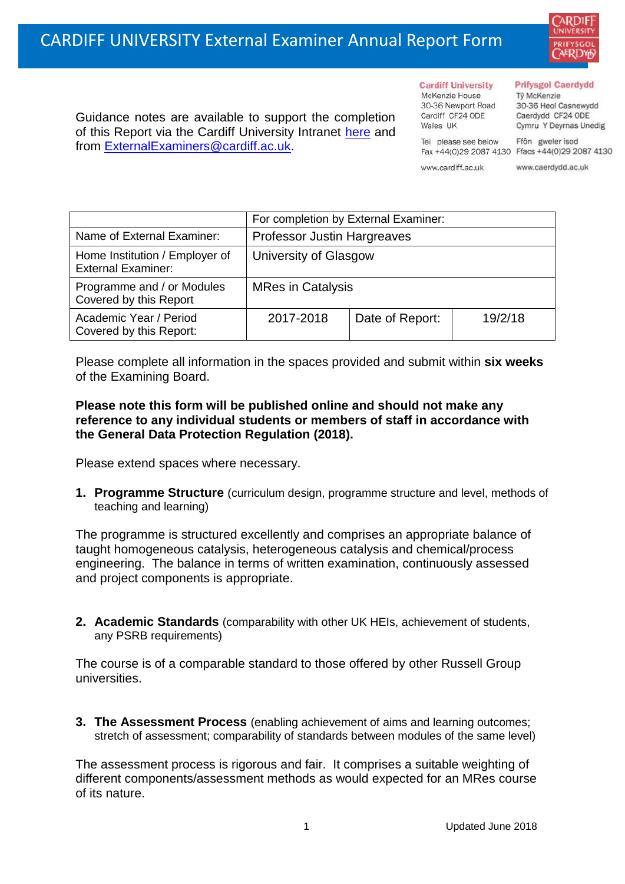# CARDIFF UNIVERSITY External Examiner Annual Report Form

Guidance notes are available to support the completion of this Report via the Cardiff University Intranet here and from ExternalExaminers@cardiff.ac.uk.

**Cardiff University**
McKenzie House
30-36 Newport Road
Cardiff CF24 0DE
Wales UK

Tel please see below
Fax +44(0)29 2087 4130

www.cardiff.ac.uk

**Prifysgol Caerdydd**
Tŷ McKenzie
30-36 Heol Casnewydd
Caerdydd CF24 0DE
Cymru Y Deyrnas Unedig

Ffôn gweler isod
Ffacs +44(0)29 2087 4130

www.caerdydd.ac.uk

| | For completion by External Examiner: | | |
|---|---|---|---|
| Name of External Examiner: | Professor Justin Hargreaves | | |
| Home Institution / Employer of External Examiner: | University of Glasgow | | |
| Programme and / or Modules Covered by this Report | MRes in Catalysis | | |
| Academic Year / Period Covered by this Report: | 2017-2018 | Date of Report: | 19/2/18 |

Please complete all information in the spaces provided and submit within **six weeks** of the Examining Board.

**Please note this form will be published online and should not make any reference to any individual students or members of staff in accordance with the General Data Protection Regulation (2018).**

Please extend spaces where necessary.

1. **Programme Structure** (curriculum design, programme structure and level, methods of teaching and learning)

The programme is structured excellently and comprises an appropriate balance of taught homogeneous catalysis, heterogeneous catalysis and chemical/process engineering. The balance in terms of written examination, continuously assessed and project components is appropriate.

2. **Academic Standards** (comparability with other UK HEIs, achievement of students, any PSRB requirements)

The course is of a comparable standard to those offered by other Russell Group universities.

3. **The Assessment Process** (enabling achievement of aims and learning outcomes; stretch of assessment; comparability of standards between modules of the same level)

The assessment process is rigorous and fair. It comprises a suitable weighting of different components/assessment methods as would expected for an MRes course of its nature.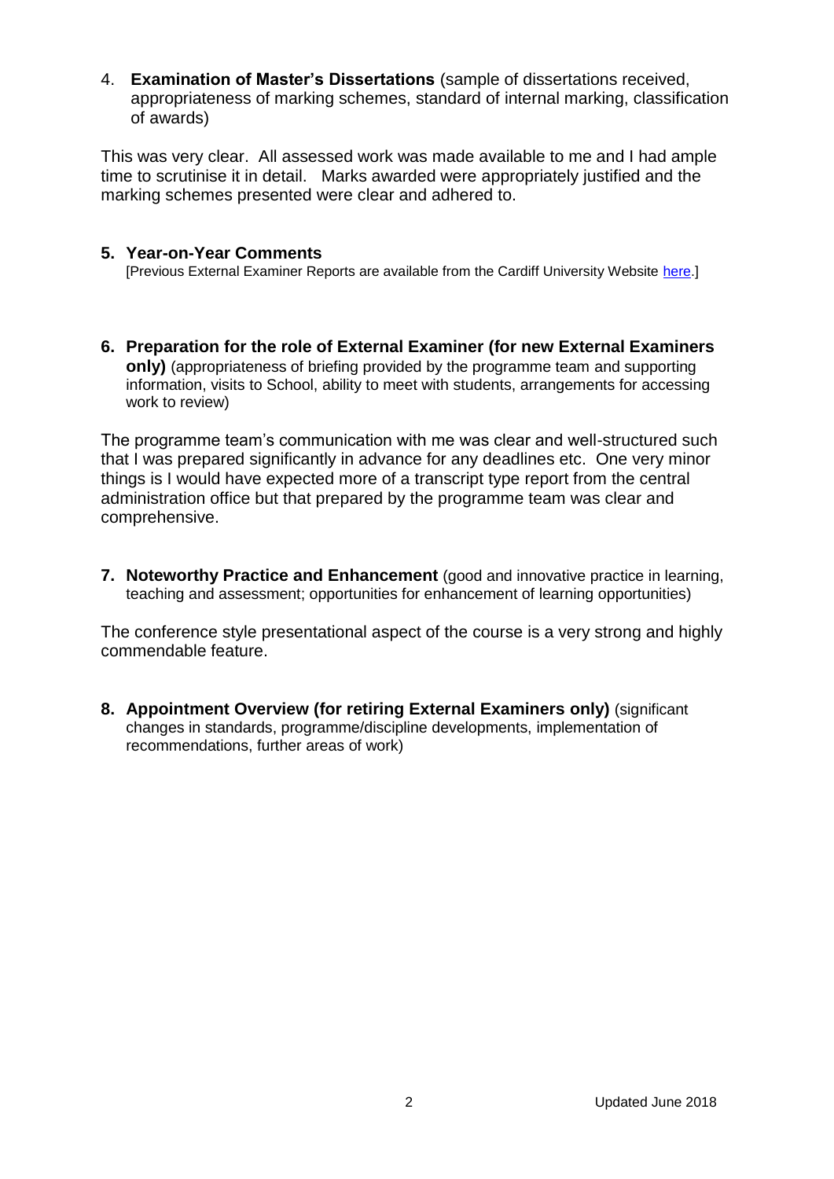4. **Examination of Master's Dissertations** (sample of dissertations received, appropriateness of marking schemes, standard of internal marking, classification of awards)

This was very clear. All assessed work was made available to me and I had ample time to scrutinise it in detail. Marks awarded were appropriately justified and the marking schemes presented were clear and adhered to.

**5. Year-on-Year Comments**

[Previous External Examiner Reports are available from the Cardiff University Website here.]

**6. Preparation for the role of External Examiner (for new External Examiners only)** (appropriateness of briefing provided by the programme team and supporting information, visits to School, ability to meet with students, arrangements for accessing work to review)

The programme team's communication with me was clear and well-structured such that I was prepared significantly in advance for any deadlines etc. One very minor things is I would have expected more of a transcript type report from the central administration office but that prepared by the programme team was clear and comprehensive.

**7. Noteworthy Practice and Enhancement** (good and innovative practice in learning, teaching and assessment; opportunities for enhancement of learning opportunities)

The conference style presentational aspect of the course is a very strong and highly commendable feature.

**8. Appointment Overview (for retiring External Examiners only)** (significant changes in standards, programme/discipline developments, implementation of recommendations, further areas of work)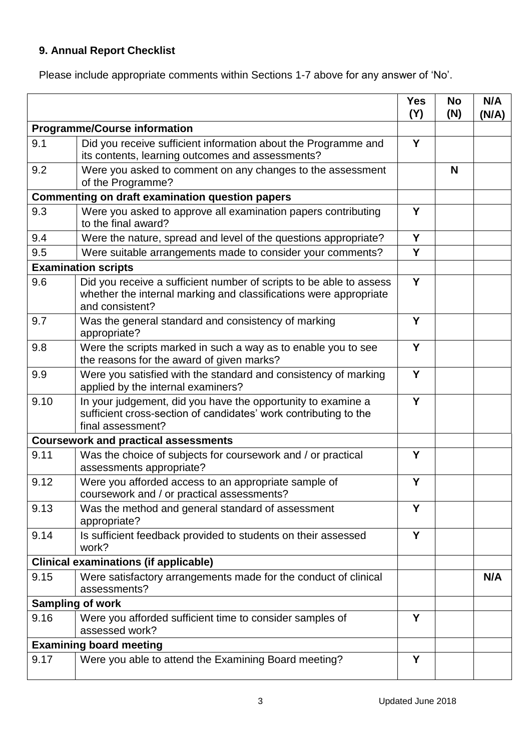## 9. Annual Report Checklist

Please include appropriate comments within Sections 1-7 above for any answer of 'No'.

| | | Yes (Y) | No (N) | N/A (N/A) |
|---|---|---|---|---|
| **Programme/Course information** | | | | |
| 9.1 | Did you receive sufficient information about the Programme and its contents, learning outcomes and assessments? | Y | | |
| 9.2 | Were you asked to comment on any changes to the assessment of the Programme? | | N | |
| **Commenting on draft examination question papers** | | | | |
| 9.3 | Were you asked to approve all examination papers contributing to the final award? | Y | | |
| 9.4 | Were the nature, spread and level of the questions appropriate? | Y | | |
| 9.5 | Were suitable arrangements made to consider your comments? | Y | | |
| **Examination scripts** | | | | |
| 9.6 | Did you receive a sufficient number of scripts to be able to assess whether the internal marking and classifications were appropriate and consistent? | Y | | |
| 9.7 | Was the general standard and consistency of marking appropriate? | Y | | |
| 9.8 | Were the scripts marked in such a way as to enable you to see the reasons for the award of given marks? | Y | | |
| 9.9 | Were you satisfied with the standard and consistency of marking applied by the internal examiners? | Y | | |
| 9.10 | In your judgement, did you have the opportunity to examine a sufficient cross-section of candidates' work contributing to the final assessment? | Y | | |
| **Coursework and practical assessments** | | | | |
| 9.11 | Was the choice of subjects for coursework and / or practical assessments appropriate? | Y | | |
| 9.12 | Were you afforded access to an appropriate sample of coursework and / or practical assessments? | Y | | |
| 9.13 | Was the method and general standard of assessment appropriate? | Y | | |
| 9.14 | Is sufficient feedback provided to students on their assessed work? | Y | | |
| **Clinical examinations (if applicable)** | | | | |
| 9.15 | Were satisfactory arrangements made for the conduct of clinical assessments? | | | N/A |
| **Sampling of work** | | | | |
| 9.16 | Were you afforded sufficient time to consider samples of assessed work? | Y | | |
| **Examining board meeting** | | | | |
| 9.17 | Were you able to attend the Examining Board meeting? | Y | | |

Updated June 2018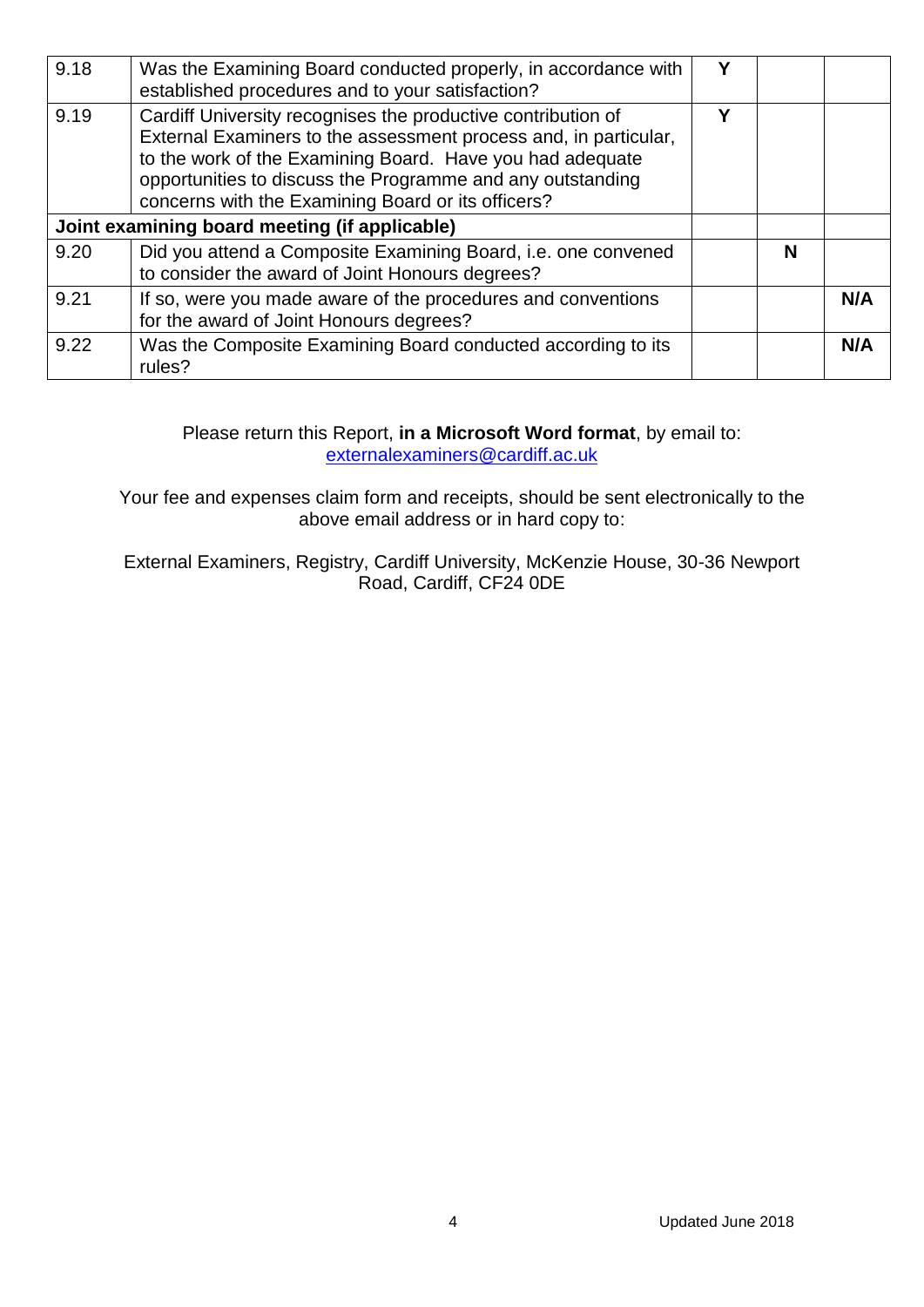| | | | | |
|---|---|---|---|---|
| 9.18 | Was the Examining Board conducted properly, in accordance with established procedures and to your satisfaction? | **Y** | | |
| 9.19 | Cardiff University recognises the productive contribution of External Examiners to the assessment process and, in particular, to the work of the Examining Board. Have you had adequate opportunities to discuss the Programme and any outstanding concerns with the Examining Board or its officers? | **Y** | | |
| **Joint examining board meeting (if applicable)** | | | | |
| 9.20 | Did you attend a Composite Examining Board, i.e. one convened to consider the award of Joint Honours degrees? | | **N** | |
| 9.21 | If so, were you made aware of the procedures and conventions for the award of Joint Honours degrees? | | | **N/A** |
| 9.22 | Was the Composite Examining Board conducted according to its rules? | | | **N/A** |

Please return this Report, **in a Microsoft Word format**, by email to:
externalexaminers@cardiff.ac.uk

Your fee and expenses claim form and receipts, should be sent electronically to the above email address or in hard copy to:

External Examiners, Registry, Cardiff University, McKenzie House, 30-36 Newport Road, Cardiff, CF24 0DE

Updated June 2018